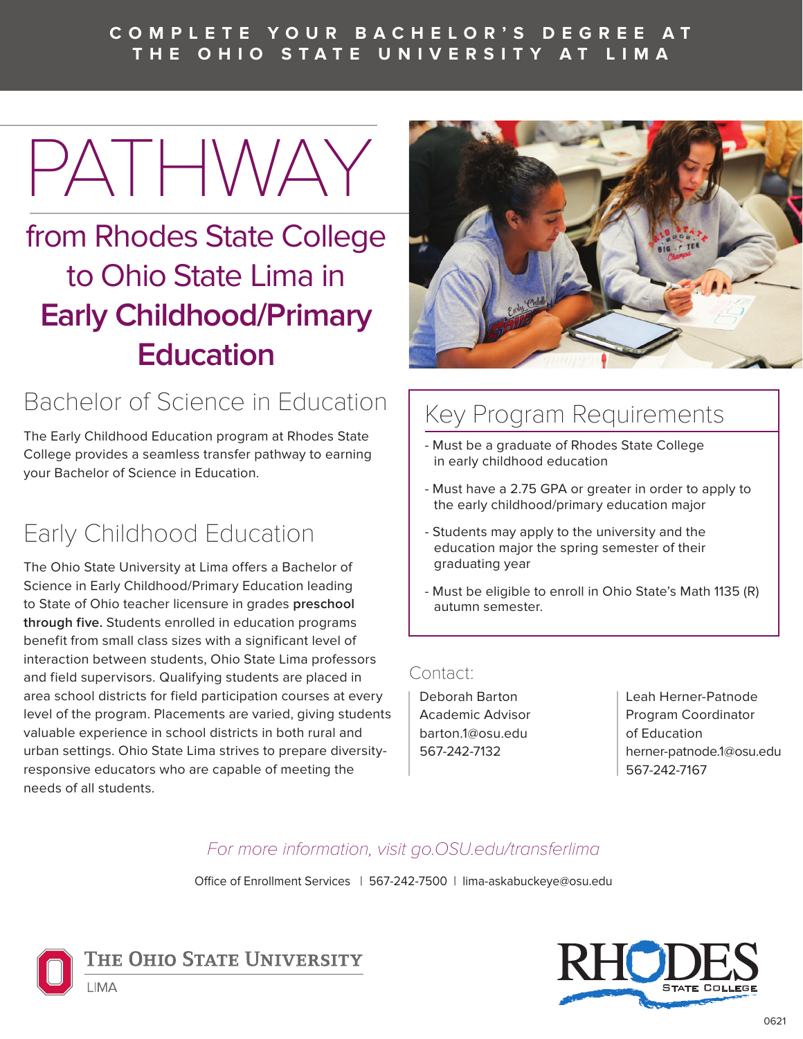COMPLETE YOUR BACHELOR'S DEGREE AT THE OHIO STATE UNIVERSITY AT LIMA

# PATHWAY

## from Rhodes State College to Ohio State Lima in **Early Childhood/Primary Education**

## Bachelor of Science in Education

The Early Childhood Education program at Rhodes State College provides a seamless transfer pathway to earning your Bachelor of Science in Education.

## Early Childhood Education

The Ohio State University at Lima offers a Bachelor of Science in Early Childhood/Primary Education leading to State of Ohio teacher licensure in grades **preschool through five.** Students enrolled in education programs benefit from small class sizes with a significant level of interaction between students, Ohio State Lima professors and field supervisors. Qualifying students are placed in area school districts for field participation courses at every level of the program. Placements are varied, giving students valuable experience in school districts in both rural and urban settings. Ohio State Lima strives to prepare diversity-responsive educators who are capable of meeting the needs of all students.

## Key Program Requirements

- Must be a graduate of Rhodes State College in early childhood education
- Must have a 2.75 GPA or greater in order to apply to the early childhood/primary education major
- Students may apply to the university and the education major the spring semester of their graduating year
- Must be eligible to enroll in Ohio State's Math 1135 (R) autumn semester.

### Contact:

Deborah Barton
Academic Advisor
barton.1@osu.edu
567-242-7132

Leah Herner-Patnode
Program Coordinator of Education
herner-patnode.1@osu.edu
567-242-7167

*For more information, visit go.OSU.edu/transferlima*

Office of Enrollment Services | 567-242-7500 | lima-askabuckeye@osu.edu

The Ohio State University LIMA

RHODES STATE COLLEGE

0621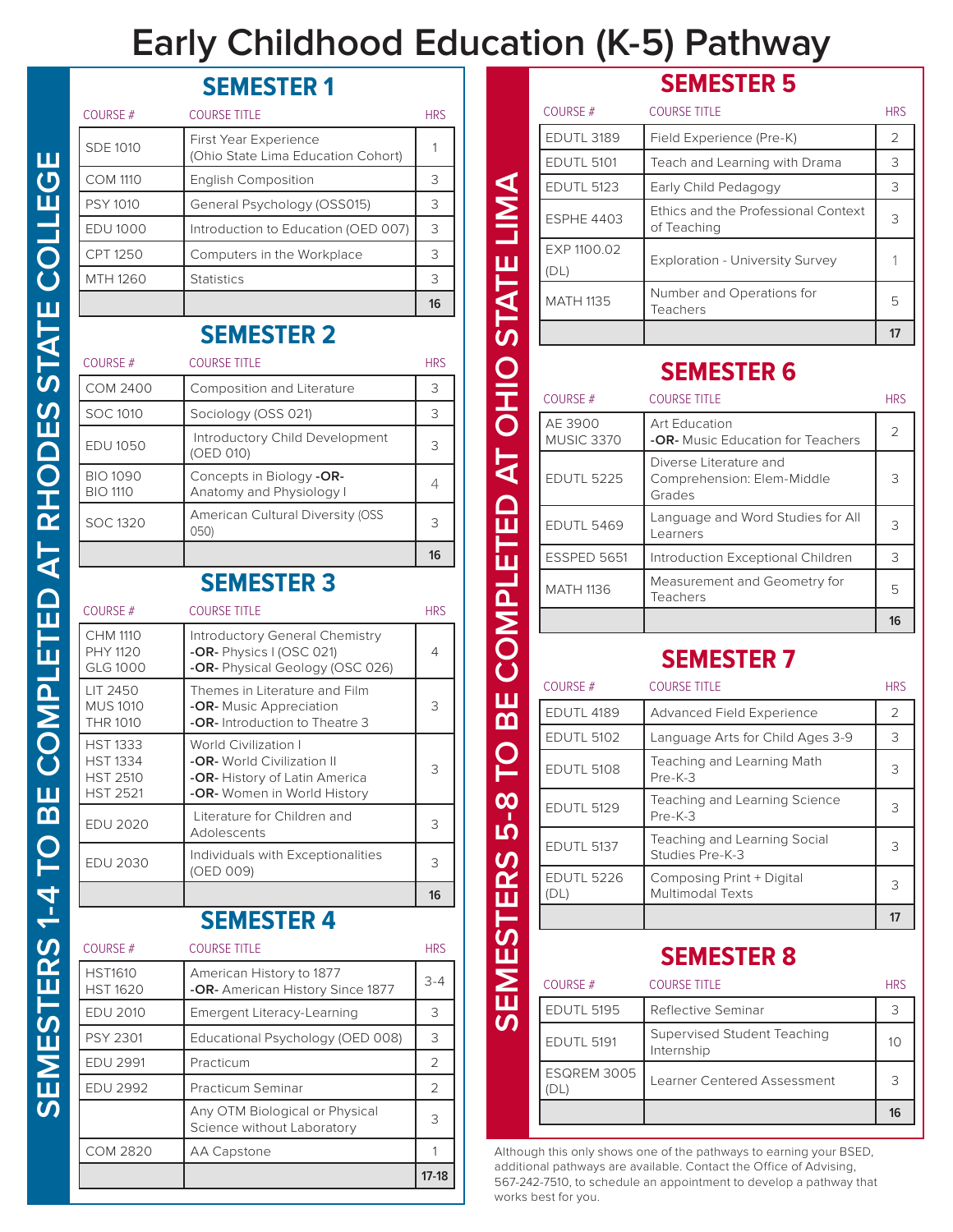# Early Childhood Education (K-5) Pathway

## SEMESTERS 1-4 TO BE COMPLETED AT RHODES STATE COLLEGE

### SEMESTER 1

| COURSE # | COURSE TITLE | HRS |
|---|---|---|
| SDE 1010 | First Year Experience (Ohio State Lima Education Cohort) | 1 |
| COM 1110 | English Composition | 3 |
| PSY 1010 | General Psychology (OSS015) | 3 |
| EDU 1000 | Introduction to Education (OED 007) | 3 |
| CPT 1250 | Computers in the Workplace | 3 |
| MTH 1260 | Statistics | 3 |
| | | **16** |

### SEMESTER 2

| COURSE # | COURSE TITLE | HRS |
|---|---|---|
| COM 2400 | Composition and Literature | 3 |
| SOC 1010 | Sociology (OSS 021) | 3 |
| EDU 1050 | Introductory Child Development (OED 010) | 3 |
| BIO 1090<br>BIO 1110 | Concepts in Biology **-OR-** Anatomy and Physiology I | 4 |
| SOC 1320 | American Cultural Diversity (OSS 050) | 3 |
| | | **16** |

### SEMESTER 3

| COURSE # | COURSE TITLE | HRS |
|---|---|---|
| CHM 1110<br>PHY 1120<br>GLG 1000 | Introductory General Chemistry<br>**-OR-** Physics I (OSC 021)<br>**-OR-** Physical Geology (OSC 026) | 4 |
| LIT 2450<br>MUS 1010<br>THR 1010 | Themes in Literature and Film<br>**-OR-** Music Appreciation<br>**-OR-** Introduction to Theatre 3 | 3 |
| HST 1333<br>HST 1334<br>HST 2510<br>HST 2521 | World Civilization I<br>**-OR-** World Civilization II<br>**-OR-** History of Latin America<br>**-OR-** Women in World History | 3 |
| EDU 2020 | Literature for Children and Adolescents | 3 |
| EDU 2030 | Individuals with Exceptionalities (OED 009) | 3 |
| | | **16** |

### SEMESTER 4

| COURSE # | COURSE TITLE | HRS |
|---|---|---|
| HST1610<br>HST 1620 | American History to 1877<br>**-OR-** American History Since 1877 | 3-4 |
| EDU 2010 | Emergent Literacy-Learning | 3 |
| PSY 2301 | Educational Psychology (OED 008) | 3 |
| EDU 2991 | Practicum | 2 |
| EDU 2992 | Practicum Seminar | 2 |
| | Any OTM Biological or Physical Science without Laboratory | 3 |
| COM 2820 | AA Capstone | 1 |
| | | **17-18** |

## SEMESTERS 5-8 TO BE COMPLETED AT OHIO STATE LIMA

### SEMESTER 5

| COURSE # | COURSE TITLE | HRS |
|---|---|---|
| EDUTL 3189 | Field Experience (Pre-K) | 2 |
| EDUTL 5101 | Teach and Learning with Drama | 3 |
| EDUTL 5123 | Early Child Pedagogy | 3 |
| ESPHE 4403 | Ethics and the Professional Context of Teaching | 3 |
| EXP 1100.02 (DL) | Exploration - University Survey | 1 |
| MATH 1135 | Number and Operations for Teachers | 5 |
| | | **17** |

### SEMESTER 6

| COURSE # | COURSE TITLE | HRS |
|---|---|---|
| AE 3900<br>MUSIC 3370 | Art Education<br>**-OR-** Music Education for Teachers | 2 |
| EDUTL 5225 | Diverse Literature and Comprehension: Elem-Middle Grades | 3 |
| EDUTL 5469 | Language and Word Studies for All Learners | 3 |
| ESSPED 5651 | Introduction Exceptional Children | 3 |
| MATH 1136 | Measurement and Geometry for Teachers | 5 |
| | | **16** |

### SEMESTER 7

| COURSE # | COURSE TITLE | HRS |
|---|---|---|
| EDUTL 4189 | Advanced Field Experience | 2 |
| EDUTL 5102 | Language Arts for Child Ages 3-9 | 3 |
| EDUTL 5108 | Teaching and Learning Math Pre-K-3 | 3 |
| EDUTL 5129 | Teaching and Learning Science Pre-K-3 | 3 |
| EDUTL 5137 | Teaching and Learning Social Studies Pre-K-3 | 3 |
| EDUTL 5226 (DL) | Composing Print + Digital Multimodal Texts | 3 |
| | | **17** |

### SEMESTER 8

| COURSE # | COURSE TITLE | HRS |
|---|---|---|
| EDUTL 5195 | Reflective Seminar | 3 |
| EDUTL 5191 | Supervised Student Teaching Internship | 10 |
| ESQREM 3005 (DL) | Learner Centered Assessment | 3 |
| | | **16** |

Although this only shows one of the pathways to earning your BSED, additional pathways are available. Contact the Office of Advising, 567-242-7510, to schedule an appointment to develop a pathway that works best for you.